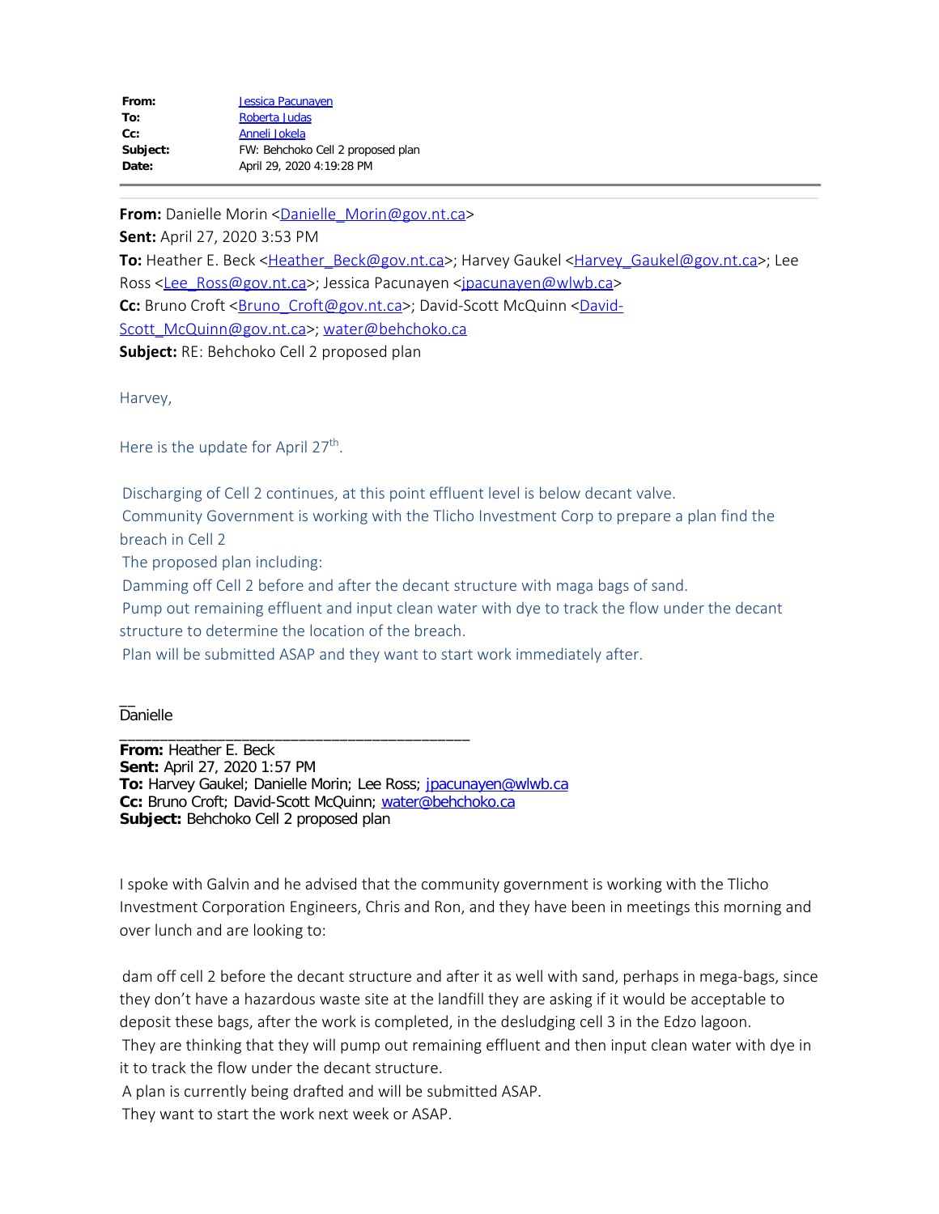| | |
|---|---|
| **From:** | Jessica Pacunayen |
| **To:** | Roberta Judas |
| **Cc:** | Anneli Jokela |
| **Subject:** | FW: Behchoko Cell 2 proposed plan |
| **Date:** | April 29, 2020 4:19:28 PM |

---

**From:** Danielle Morin <Danielle_Morin@gov.nt.ca>
**Sent:** April 27, 2020 3:53 PM
**To:** Heather E. Beck <Heather_Beck@gov.nt.ca>; Harvey Gaukel <Harvey_Gaukel@gov.nt.ca>; Lee Ross <Lee_Ross@gov.nt.ca>; Jessica Pacunayen <jpacunayen@wlwb.ca>
**Cc:** Bruno Croft <Bruno_Croft@gov.nt.ca>; David-Scott McQuinn <David-Scott_McQuinn@gov.nt.ca>; water@behchoko.ca
**Subject:** RE: Behchoko Cell 2 proposed plan

Harvey,

Here is the update for April 27th.

Discharging of Cell 2 continues, at this point effluent level is below decant valve.
Community Government is working with the Tlicho Investment Corp to prepare a plan find the breach in Cell 2
The proposed plan including:
Damming off Cell 2 before and after the decant structure with maga bags of sand.
Pump out remaining effluent and input clean water with dye to track the flow under the decant structure to determine the location of the breach.
Plan will be submitted ASAP and they want to start work immediately after.

__
Danielle

---

**From:** Heather E. Beck
**Sent:** April 27, 2020 1:57 PM
**To:** Harvey Gaukel; Danielle Morin; Lee Ross; jpacunayen@wlwb.ca
**Cc:** Bruno Croft; David-Scott McQuinn; water@behchoko.ca
**Subject:** Behchoko Cell 2 proposed plan

I spoke with Galvin and he advised that the community government is working with the Tlicho Investment Corporation Engineers, Chris and Ron, and they have been in meetings this morning and over lunch and are looking to:

dam off cell 2 before the decant structure and after it as well with sand, perhaps in mega-bags, since they don't have a hazardous waste site at the landfill they are asking if it would be acceptable to deposit these bags, after the work is completed, in the desludging cell 3 in the Edzo lagoon.
They are thinking that they will pump out remaining effluent and then input clean water with dye in it to track the flow under the decant structure.
A plan is currently being drafted and will be submitted ASAP.
They want to start the work next week or ASAP.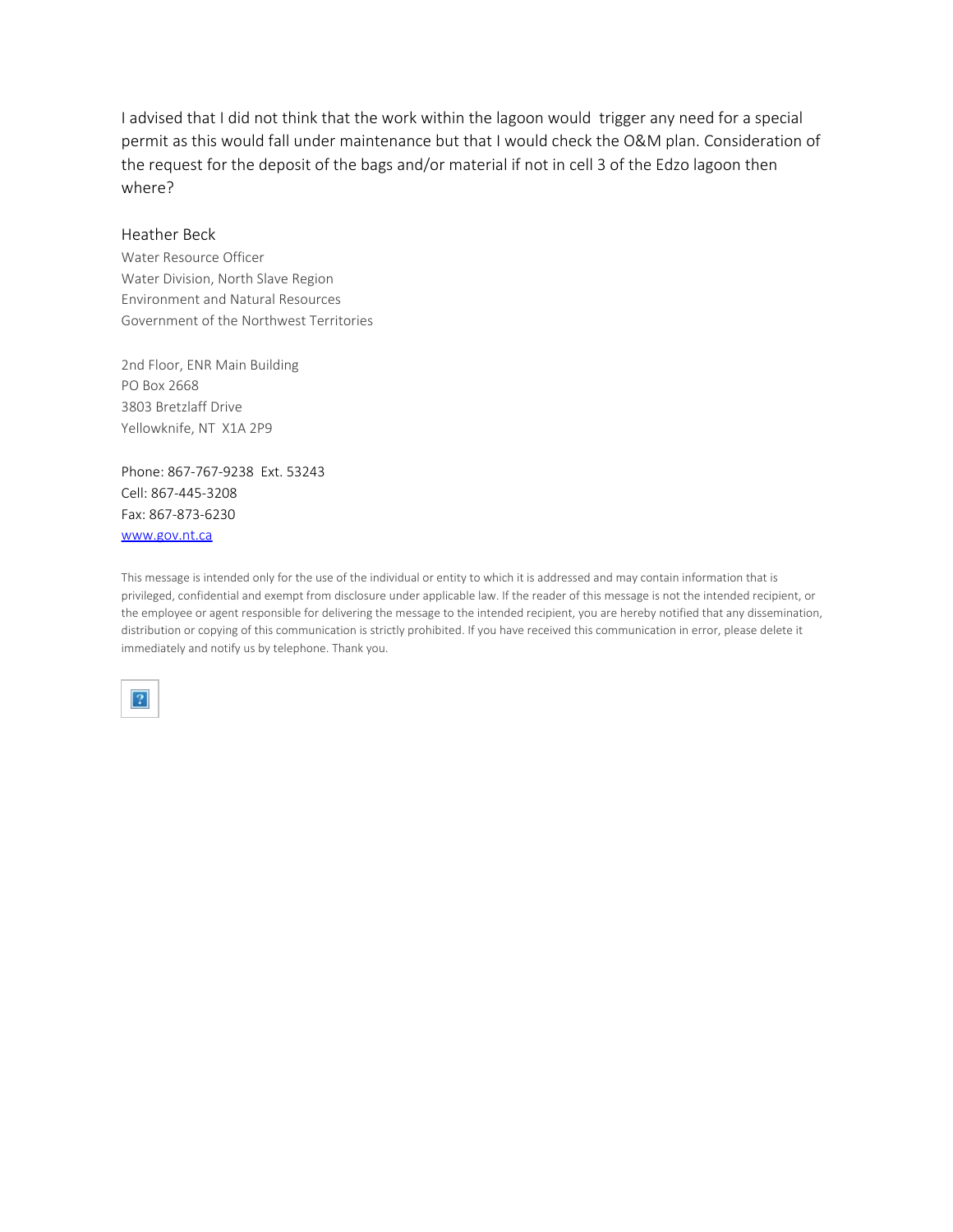I advised that I did not think that the work within the lagoon would  trigger any need for a special permit as this would fall under maintenance but that I would check the O&M plan. Consideration of the request for the deposit of the bags and/or material if not in cell 3 of the Edzo lagoon then where?

Heather Beck
Water Resource Officer
Water Division, North Slave Region
Environment and Natural Resources
Government of the Northwest Territories

2nd Floor, ENR Main Building
PO Box 2668
3803 Bretzlaff Drive
Yellowknife, NT  X1A 2P9

Phone: 867-767-9238  Ext. 53243
Cell: 867-445-3208
Fax: 867-873-6230
www.gov.nt.ca

This message is intended only for the use of the individual or entity to which it is addressed and may contain information that is privileged, confidential and exempt from disclosure under applicable law. If the reader of this message is not the intended recipient, or the employee or agent responsible for delivering the message to the intended recipient, you are hereby notified that any dissemination, distribution or copying of this communication is strictly prohibited. If you have received this communication in error, please delete it immediately and notify us by telephone. Thank you.